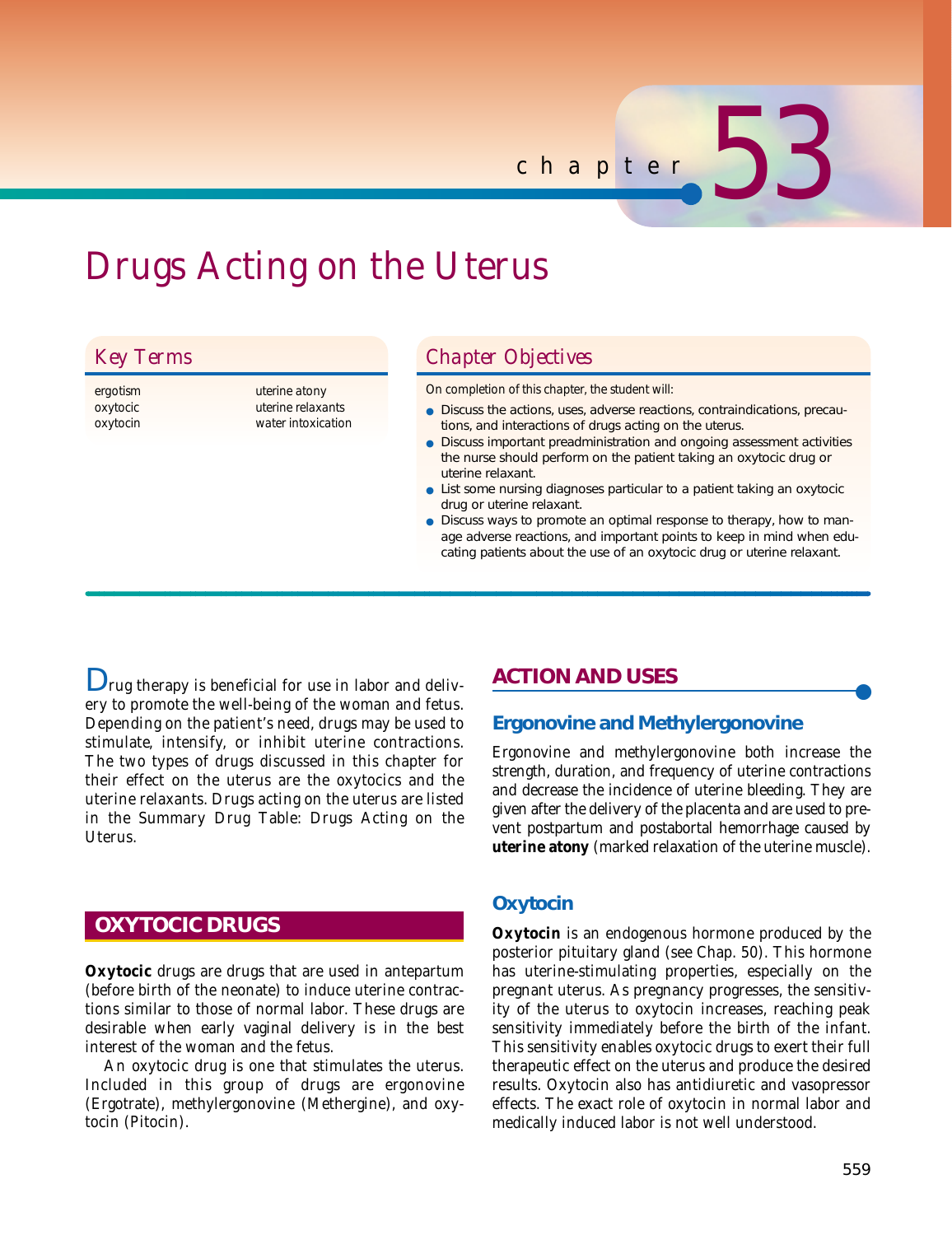# chapter 53

# Drugs Acting on the Uterus

## Key Terms

- ergotism
- oxytocic
- oxytocin
- uterine atony
- uterine relaxants
- water intoxication

## Chapter Objectives

On completion of this chapter, the student will:

- Discuss the actions, uses, adverse reactions, contraindications, precautions, and interactions of drugs acting on the uterus.
- Discuss important preadministration and ongoing assessment activities the nurse should perform on the patient taking an oxytocic drug or uterine relaxant.
- List some nursing diagnoses particular to a patient taking an oxytocic drug or uterine relaxant.
- Discuss ways to promote an optimal response to therapy, how to manage adverse reactions, and important points to keep in mind when educating patients about the use of an oxytocic drug or uterine relaxant.

Drug therapy is beneficial for use in labor and delivery to promote the well-being of the woman and fetus. Depending on the patient's need, drugs may be used to stimulate, intensify, or inhibit uterine contractions. The two types of drugs discussed in this chapter for their effect on the uterus are the oxytocics and the uterine relaxants. Drugs acting on the uterus are listed in the Summary Drug Table: Drugs Acting on the Uterus.

## OXYTOCIC DRUGS

**Oxytocic** drugs are drugs that are used in antepartum (before birth of the neonate) to induce uterine contractions similar to those of normal labor. These drugs are desirable when early vaginal delivery is in the best interest of the woman and the fetus.

An oxytocic drug is one that stimulates the uterus. Included in this group of drugs are ergonovine (Ergotrate), methylergonovine (Methergine), and oxytocin (Pitocin).

## ACTION AND USES

### Ergonovine and Methylergonovine

Ergonovine and methylergonovine both increase the strength, duration, and frequency of uterine contractions and decrease the incidence of uterine bleeding. They are given after the delivery of the placenta and are used to prevent postpartum and postabortal hemorrhage caused by **uterine atony** (marked relaxation of the uterine muscle).

### Oxytocin

**Oxytocin** is an endogenous hormone produced by the posterior pituitary gland (see Chap. 50). This hormone has uterine-stimulating properties, especially on the pregnant uterus. As pregnancy progresses, the sensitivity of the uterus to oxytocin increases, reaching peak sensitivity immediately before the birth of the infant. This sensitivity enables oxytocic drugs to exert their full therapeutic effect on the uterus and produce the desired results. Oxytocin also has antidiuretic and vasopressor effects. The exact role of oxytocin in normal labor and medically induced labor is not well understood.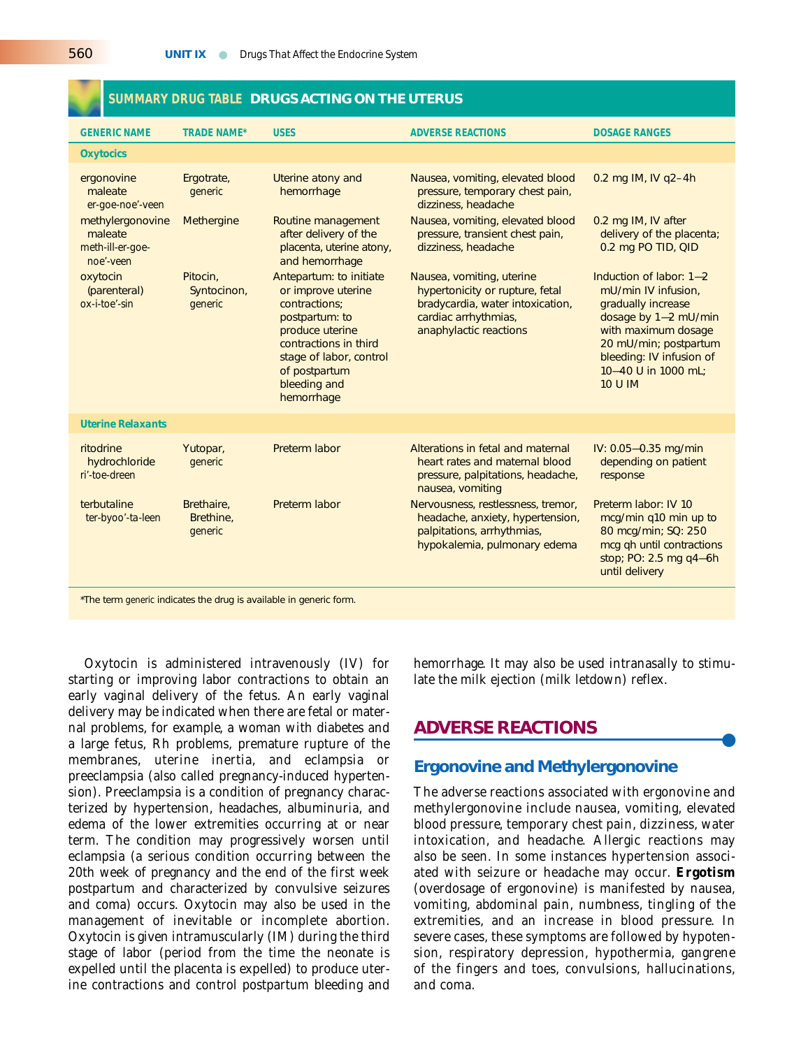## SUMMARY DRUG TABLE DRUGS ACTING ON THE UTERUS

| GENERIC NAME | TRADE NAME* | USES | ADVERSE REACTIONS | DOSAGE RANGES |
|---|---|---|---|---|
| **Oxytocics** | | | | |
| ergonovine maleate er-goe-noe'-veen | Ergotrate, generic | Uterine atony and hemorrhage | Nausea, vomiting, elevated blood pressure, temporary chest pain, dizziness, headache | 0.2 mg IM, IV q2–4h |
| methylergonovine maleate meth-ill-er-goe-noe'-veen | Methergine | Routine management after delivery of the placenta, uterine atony, and hemorrhage | Nausea, vomiting, elevated blood pressure, transient chest pain, dizziness, headache | 0.2 mg IM, IV after delivery of the placenta; 0.2 mg PO TID, QID |
| oxytocin (parenteral) ox-i-toe'-sin | Pitocin, Syntocinon, generic | Antepartum: to initiate or improve uterine contractions; postpartum: to produce uterine contractions in third stage of labor, control of postpartum bleeding and hemorrhage | Nausea, vomiting, uterine hypertonicity or rupture, fetal bradycardia, water intoxication, cardiac arrhythmias, anaphylactic reactions | Induction of labor: 1–2 mU/min IV infusion, gradually increase dosage by 1–2 mU/min with maximum dosage 20 mU/min; postpartum bleeding: IV infusion of 10–40 U in 1000 mL; 10 U IM |
| **Uterine Relaxants** | | | | |
| ritodrine hydrochloride ri'-toe-dreen | Yutopar, generic | Preterm labor | Alterations in fetal and maternal heart rates and maternal blood pressure, palpitations, headache, nausea, vomiting | IV: 0.05–0.35 mg/min depending on patient response |
| terbutaline ter-byoo'-ta-leen | Brethaire, Brethine, generic | Preterm labor | Nervousness, restlessness, tremor, headache, anxiety, hypertension, palpitations, arrhythmias, hypokalemia, pulmonary edema | Preterm labor: IV 10 mcg/min q10 min up to 80 mcg/min; SQ: 250 mcg qh until contractions stop; PO: 2.5 mg q4–6h until delivery |

*The term *generic* indicates the drug is available in generic form.

Oxytocin is administered intravenously (IV) for starting or improving labor contractions to obtain an early vaginal delivery of the fetus. An early vaginal delivery may be indicated when there are fetal or maternal problems, for example, a woman with diabetes and a large fetus, Rh problems, premature rupture of the membranes, uterine inertia, and eclampsia or preeclampsia (also called pregnancy-induced hypertension). Preeclampsia is a condition of pregnancy characterized by hypertension, headaches, albuminuria, and edema of the lower extremities occurring at or near term. The condition may progressively worsen until eclampsia (a serious condition occurring between the 20th week of pregnancy and the end of the first week postpartum and characterized by convulsive seizures and coma) occurs. Oxytocin may also be used in the management of inevitable or incomplete abortion. Oxytocin is given intramuscularly (IM) during the third stage of labor (period from the time the neonate is expelled until the placenta is expelled) to produce uterine contractions and control postpartum bleeding and hemorrhage. It may also be used intranasally to stimulate the milk ejection (milk letdown) reflex.

## ADVERSE REACTIONS

### Ergonovine and Methylergonovine

The adverse reactions associated with ergonovine and methylergonovine include nausea, vomiting, elevated blood pressure, temporary chest pain, dizziness, water intoxication, and headache. Allergic reactions may also be seen. In some instances hypertension associated with seizure or headache may occur. **Ergotism** (overdosage of ergonovine) is manifested by nausea, vomiting, abdominal pain, numbness, tingling of the extremities, and an increase in blood pressure. In severe cases, these symptoms are followed by hypotension, respiratory depression, hypothermia, gangrene of the fingers and toes, convulsions, hallucinations, and coma.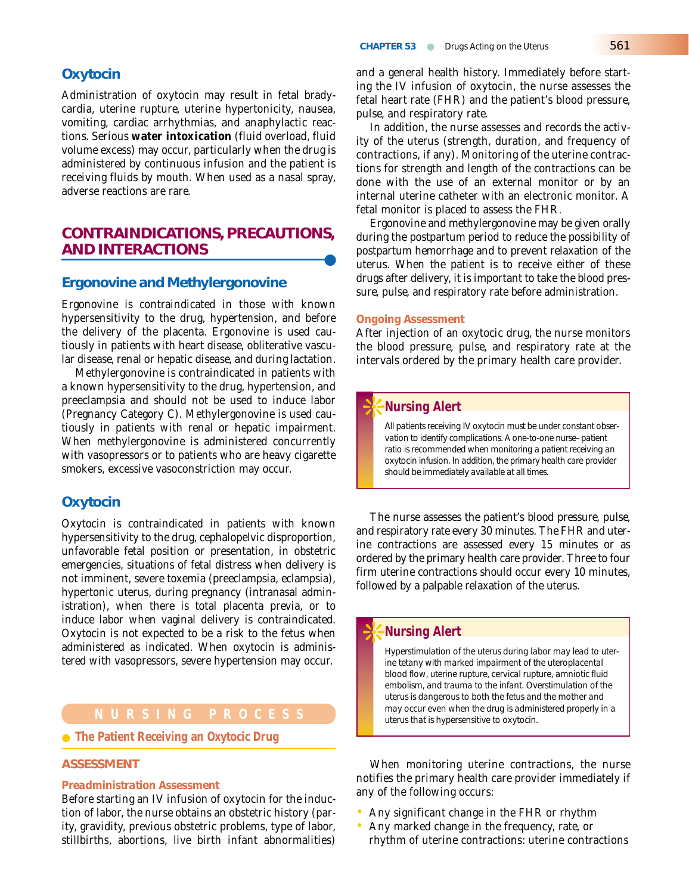### Oxytocin

Administration of oxytocin may result in fetal bradycardia, uterine rupture, uterine hypertonicity, nausea, vomiting, cardiac arrhythmias, and anaphylactic reactions. Serious **water intoxication** (fluid overload, fluid volume excess) may occur, particularly when the drug is administered by continuous infusion and the patient is receiving fluids by mouth. When used as a nasal spray, adverse reactions are rare.

## CONTRAINDICATIONS, PRECAUTIONS, AND INTERACTIONS

### Ergonovine and Methylergonovine

Ergonovine is contraindicated in those with known hypersensitivity to the drug, hypertension, and before the delivery of the placenta. Ergonovine is used cautiously in patients with heart disease, obliterative vascular disease, renal or hepatic disease, and during lactation.

Methylergonovine is contraindicated in patients with a known hypersensitivity to the drug, hypertension, and preeclampsia and should not be used to induce labor (Pregnancy Category C). Methylergonovine is used cautiously in patients with renal or hepatic impairment. When methylergonovine is administered concurrently with vasopressors or to patients who are heavy cigarette smokers, excessive vasoconstriction may occur.

### Oxytocin

Oxytocin is contraindicated in patients with known hypersensitivity to the drug, cephalopelvic disproportion, unfavorable fetal position or presentation, in obstetric emergencies, situations of fetal distress when delivery is not imminent, severe toxemia (preeclampsia, eclampsia), hypertonic uterus, during pregnancy (intranasal administration), when there is total placenta previa, or to induce labor when vaginal delivery is contraindicated. Oxytocin is not expected to be a risk to the fetus when administered as indicated. When oxytocin is administered with vasopressors, severe hypertension may occur.

## NURSING PROCESS

**The Patient Receiving an Oxytocic Drug**

### ASSESSMENT

#### Preadministration Assessment

Before starting an IV infusion of oxytocin for the induction of labor, the nurse obtains an obstetric history (parity, gravidity, previous obstetric problems, type of labor, stillbirths, abortions, live birth infant abnormalities) and a general health history. Immediately before starting the IV infusion of oxytocin, the nurse assesses the fetal heart rate (FHR) and the patient's blood pressure, pulse, and respiratory rate.

In addition, the nurse assesses and records the activity of the uterus (strength, duration, and frequency of contractions, if any). Monitoring of the uterine contractions for strength and length of the contractions can be done with the use of an external monitor or by an internal uterine catheter with an electronic monitor. A fetal monitor is placed to assess the FHR.

Ergonovine and methylergonovine may be given orally during the postpartum period to reduce the possibility of postpartum hemorrhage and to prevent relaxation of the uterus. When the patient is to receive either of these drugs after delivery, it is important to take the blood pressure, pulse, and respiratory rate before administration.

#### Ongoing Assessment

After injection of an oxytocic drug, the nurse monitors the blood pressure, pulse, and respiratory rate at the intervals ordered by the primary health care provider.

> **Nursing Alert**
>
> All patients receiving IV oxytocin must be under constant observation to identify complications. A one-to-one nurse–patient ratio is recommended when monitoring a patient receiving an oxytocin infusion. In addition, the primary health care provider should be immediately available at all times.

The nurse assesses the patient's blood pressure, pulse, and respiratory rate every 30 minutes. The FHR and uterine contractions are assessed every 15 minutes or as ordered by the primary health care provider. Three to four firm uterine contractions should occur every 10 minutes, followed by a palpable relaxation of the uterus.

> **Nursing Alert**
>
> Hyperstimulation of the uterus during labor may lead to uterine tetany with marked impairment of the uteroplacental blood flow, uterine rupture, cervical rupture, amniotic fluid embolism, and trauma to the infant. Overstimulation of the uterus is dangerous to both the fetus and the mother and may occur even when the drug is administered properly in a uterus that is hypersensitive to oxytocin.

When monitoring uterine contractions, the nurse notifies the primary health care provider immediately if any of the following occurs:

- Any significant change in the FHR or rhythm
- Any marked change in the frequency, rate, or rhythm of uterine contractions: uterine contractions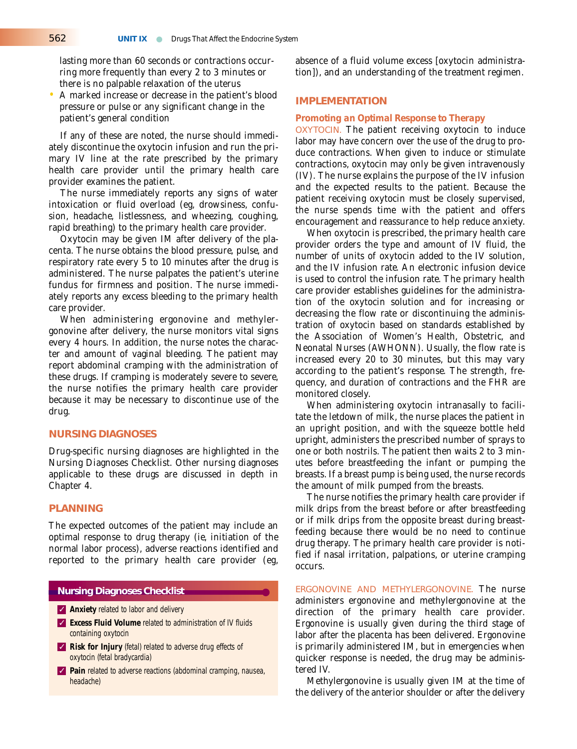lasting more than 60 seconds or contractions occurring more frequently than every 2 to 3 minutes or there is no palpable relaxation of the uterus

- A marked increase or decrease in the patient's blood pressure or pulse or any significant change in the patient's general condition

If any of these are noted, the nurse should immediately discontinue the oxytocin infusion and run the primary IV line at the rate prescribed by the primary health care provider until the primary health care provider examines the patient.

The nurse immediately reports any signs of water intoxication or fluid overload (eg, drowsiness, confusion, headache, listlessness, and wheezing, coughing, rapid breathing) to the primary health care provider.

Oxytocin may be given IM after delivery of the placenta. The nurse obtains the blood pressure, pulse, and respiratory rate every 5 to 10 minutes after the drug is administered. The nurse palpates the patient's uterine fundus for firmness and position. The nurse immediately reports any excess bleeding to the primary health care provider.

When administering ergonovine and methylergonovine after delivery, the nurse monitors vital signs every 4 hours. In addition, the nurse notes the character and amount of vaginal bleeding. The patient may report abdominal cramping with the administration of these drugs. If cramping is moderately severe to severe, the nurse notifies the primary health care provider because it may be necessary to discontinue use of the drug.

## NURSING DIAGNOSES

Drug-specific nursing diagnoses are highlighted in the Nursing Diagnoses Checklist. Other nursing diagnoses applicable to these drugs are discussed in depth in Chapter 4.

## PLANNING

The expected outcomes of the patient may include an optimal response to drug therapy (ie, initiation of the normal labor process), adverse reactions identified and reported to the primary health care provider (eg, absence of a fluid volume excess [oxytocin administration]), and an understanding of the treatment regimen.

### Nursing Diagnoses Checklist

- ✓ **Anxiety** related to labor and delivery
- ✓ **Excess Fluid Volume** related to administration of IV fluids containing oxytocin
- ✓ **Risk for Injury** (fetal) related to adverse drug effects of oxytocin (fetal bradycardia)
- ✓ **Pain** related to adverse reactions (abdominal cramping, nausea, headache)

## IMPLEMENTATION

### Promoting an Optimal Response to Therapy

OXYTOCIN. The patient receiving oxytocin to induce labor may have concern over the use of the drug to produce contractions. When given to induce or stimulate contractions, oxytocin may only be given intravenously (IV). The nurse explains the purpose of the IV infusion and the expected results to the patient. Because the patient receiving oxytocin must be closely supervised, the nurse spends time with the patient and offers encouragement and reassurance to help reduce anxiety.

When oxytocin is prescribed, the primary health care provider orders the type and amount of IV fluid, the number of units of oxytocin added to the IV solution, and the IV infusion rate. An electronic infusion device is used to control the infusion rate. The primary health care provider establishes guidelines for the administration of the oxytocin solution and for increasing or decreasing the flow rate or discontinuing the administration of oxytocin based on standards established by the Association of Women's Health, Obstetric, and Neonatal Nurses (AWHONN). Usually, the flow rate is increased every 20 to 30 minutes, but this may vary according to the patient's response. The strength, frequency, and duration of contractions and the FHR are monitored closely.

When administering oxytocin intranasally to facilitate the letdown of milk, the nurse places the patient in an upright position, and with the squeeze bottle held upright, administers the prescribed number of sprays to one or both nostrils. The patient then waits 2 to 3 minutes before breastfeeding the infant or pumping the breasts. If a breast pump is being used, the nurse records the amount of milk pumped from the breasts.

The nurse notifies the primary health care provider if milk drips from the breast before or after breastfeeding or if milk drips from the opposite breast during breastfeeding because there would be no need to continue drug therapy. The primary health care provider is notified if nasal irritation, palpations, or uterine cramping occurs.

ERGONOVINE AND METHYLERGONOVINE. The nurse administers ergonovine and methylergonovine at the direction of the primary health care provider. Ergonovine is usually given during the third stage of labor after the placenta has been delivered. Ergonovine is primarily administered IM, but in emergencies when quicker response is needed, the drug may be administered IV.

Methylergonovine is usually given IM at the time of the delivery of the anterior shoulder or after the delivery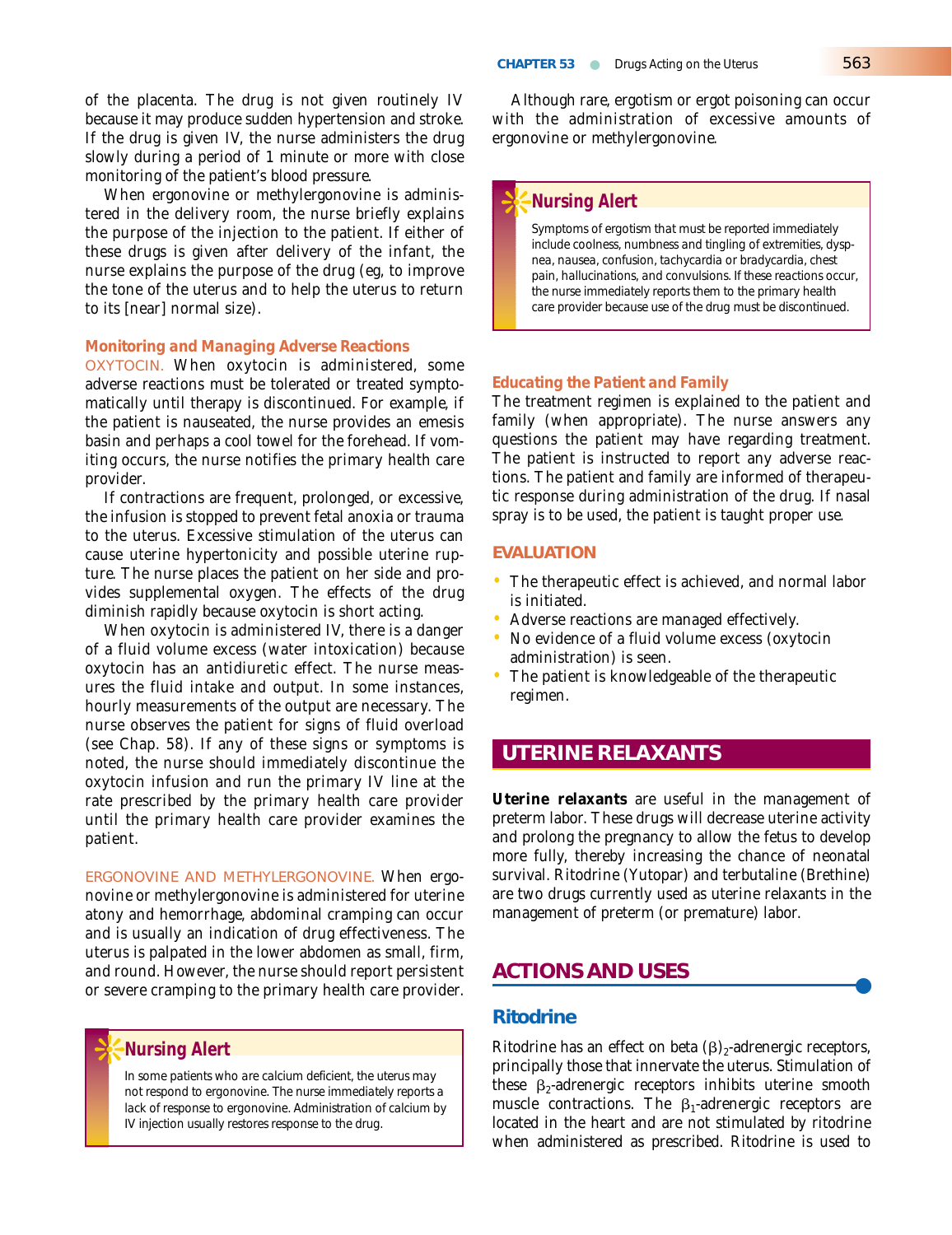of the placenta. The drug is not given routinely IV because it may produce sudden hypertension and stroke. If the drug is given IV, the nurse administers the drug slowly during a period of 1 minute or more with close monitoring of the patient's blood pressure.

When ergonovine or methylergonovine is administered in the delivery room, the nurse briefly explains the purpose of the injection to the patient. If either of these drugs is given after delivery of the infant, the nurse explains the purpose of the drug (eg, to improve the tone of the uterus and to help the uterus to return to its [near] normal size).

### Monitoring and Managing Adverse Reactions

OXYTOCIN. When oxytocin is administered, some adverse reactions must be tolerated or treated symptomatically until therapy is discontinued. For example, if the patient is nauseated, the nurse provides an emesis basin and perhaps a cool towel for the forehead. If vomiting occurs, the nurse notifies the primary health care provider.

If contractions are frequent, prolonged, or excessive, the infusion is stopped to prevent fetal anoxia or trauma to the uterus. Excessive stimulation of the uterus can cause uterine hypertonicity and possible uterine rupture. The nurse places the patient on her side and provides supplemental oxygen. The effects of the drug diminish rapidly because oxytocin is short acting.

When oxytocin is administered IV, there is a danger of a fluid volume excess (water intoxication) because oxytocin has an antidiuretic effect. The nurse measures the fluid intake and output. In some instances, hourly measurements of the output are necessary. The nurse observes the patient for signs of fluid overload (see Chap. 58). If any of these signs or symptoms is noted, the nurse should immediately discontinue the oxytocin infusion and run the primary IV line at the rate prescribed by the primary health care provider until the primary health care provider examines the patient.

ERGONOVINE AND METHYLERGONOVINE. When ergonovine or methylergonovine is administered for uterine atony and hemorrhage, abdominal cramping can occur and is usually an indication of drug effectiveness. The uterus is palpated in the lower abdomen as small, firm, and round. However, the nurse should report persistent or severe cramping to the primary health care provider.

> **Nursing Alert**
>
> In some patients who are calcium deficient, the uterus may not respond to ergonovine. The nurse immediately reports a lack of response to ergonovine. Administration of calcium by IV injection usually restores response to the drug.

Although rare, ergotism or ergot poisoning can occur with the administration of excessive amounts of ergonovine or methylergonovine.

> **Nursing Alert**
>
> Symptoms of ergotism that must be reported immediately include coolness, numbness and tingling of extremities, dyspnea, nausea, confusion, tachycardia or bradycardia, chest pain, hallucinations, and convulsions. If these reactions occur, the nurse immediately reports them to the primary health care provider because use of the drug must be discontinued.

### Educating the Patient and Family

The treatment regimen is explained to the patient and family (when appropriate). The nurse answers any questions the patient may have regarding treatment. The patient is instructed to report any adverse reactions. The patient and family are informed of therapeutic response during administration of the drug. If nasal spray is to be used, the patient is taught proper use.

## EVALUATION

- The therapeutic effect is achieved, and normal labor is initiated.
- Adverse reactions are managed effectively.
- No evidence of a fluid volume excess (oxytocin administration) is seen.
- The patient is knowledgeable of the therapeutic regimen.

# UTERINE RELAXANTS

**Uterine relaxants** are useful in the management of preterm labor. These drugs will decrease uterine activity and prolong the pregnancy to allow the fetus to develop more fully, thereby increasing the chance of neonatal survival. Ritodrine (Yutopar) and terbutaline (Brethine) are two drugs currently used as uterine relaxants in the management of preterm (or premature) labor.

## ACTIONS AND USES

### Ritodrine

Ritodrine has an effect on beta $(\beta)_2$-adrenergic receptors, principally those that innervate the uterus. Stimulation of these $\beta_2$-adrenergic receptors inhibits uterine smooth muscle contractions. The $\beta_1$-adrenergic receptors are located in the heart and are not stimulated by ritodrine when administered as prescribed. Ritodrine is used to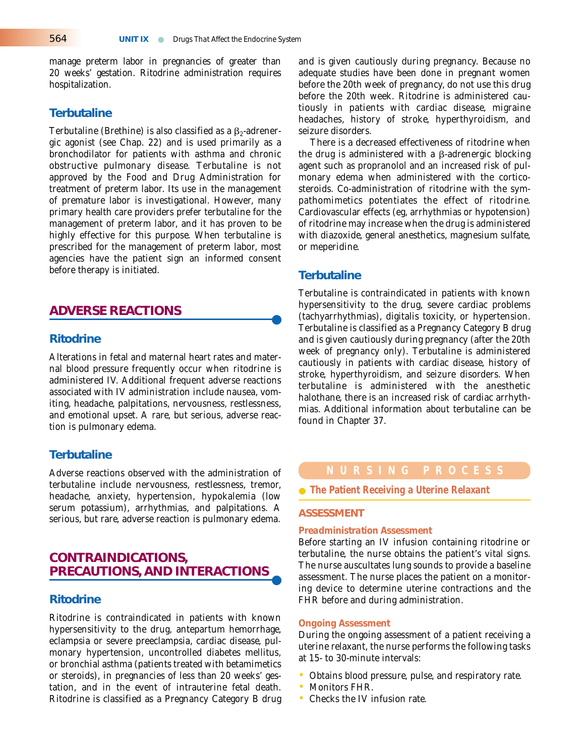manage preterm labor in pregnancies of greater than 20 weeks' gestation. Ritodrine administration requires hospitalization.

### Terbutaline

Terbutaline (Brethine) is also classified as a $\beta_2$-adrenergic agonist (see Chap. 22) and is used primarily as a bronchodilator for patients with asthma and chronic obstructive pulmonary disease. Terbutaline is not approved by the Food and Drug Administration for treatment of preterm labor. Its use in the management of premature labor is investigational. However, many primary health care providers prefer terbutaline for the management of preterm labor, and it has proven to be highly effective for this purpose. When terbutaline is prescribed for the management of preterm labor, most agencies have the patient sign an informed consent before therapy is initiated.

## ADVERSE REACTIONS

### Ritodrine

Alterations in fetal and maternal heart rates and maternal blood pressure frequently occur when ritodrine is administered IV. Additional frequent adverse reactions associated with IV administration include nausea, vomiting, headache, palpitations, nervousness, restlessness, and emotional upset. A rare, but serious, adverse reaction is pulmonary edema.

### Terbutaline

Adverse reactions observed with the administration of terbutaline include nervousness, restlessness, tremor, headache, anxiety, hypertension, hypokalemia (low serum potassium), arrhythmias, and palpitations. A serious, but rare, adverse reaction is pulmonary edema.

## CONTRAINDICATIONS, PRECAUTIONS, AND INTERACTIONS

### Ritodrine

Ritodrine is contraindicated in patients with known hypersensitivity to the drug, antepartum hemorrhage, eclampsia or severe preeclampsia, cardiac disease, pulmonary hypertension, uncontrolled diabetes mellitus, or bronchial asthma (patients treated with betamimetics or steroids), in pregnancies of less than 20 weeks' gestation, and in the event of intrauterine fetal death. Ritodrine is classified as a Pregnancy Category B drug and is given cautiously during pregnancy. Because no adequate studies have been done in pregnant women before the 20th week of pregnancy, do not use this drug before the 20th week. Ritodrine is administered cautiously in patients with cardiac disease, migraine headaches, history of stroke, hyperthyroidism, and seizure disorders.

There is a decreased effectiveness of ritodrine when the drug is administered with a β-adrenergic blocking agent such as propranolol and an increased risk of pulmonary edema when administered with the corticosteroids. Co-administration of ritodrine with the sympathomimetics potentiates the effect of ritodrine. Cardiovascular effects (eg, arrhythmias or hypotension) of ritodrine may increase when the drug is administered with diazoxide, general anesthetics, magnesium sulfate, or meperidine.

### Terbutaline

Terbutaline is contraindicated in patients with known hypersensitivity to the drug, severe cardiac problems (tachyarrhythmias), digitalis toxicity, or hypertension. Terbutaline is classified as a Pregnancy Category B drug and is given cautiously during pregnancy (after the 20th week of pregnancy only). Terbutaline is administered cautiously in patients with cardiac disease, history of stroke, hyperthyroidism, and seizure disorders. When terbutaline is administered with the anesthetic halothane, there is an increased risk of cardiac arrhythmias. Additional information about terbutaline can be found in Chapter 37.

## NURSING PROCESS

### The Patient Receiving a Uterine Relaxant

#### ASSESSMENT

**Preadministration Assessment**

Before starting an IV infusion containing ritodrine or terbutaline, the nurse obtains the patient's vital signs. The nurse auscultates lung sounds to provide a baseline assessment. The nurse places the patient on a monitoring device to determine uterine contractions and the FHR before and during administration.

**Ongoing Assessment**

During the ongoing assessment of a patient receiving a uterine relaxant, the nurse performs the following tasks at 15- to 30-minute intervals:

- Obtains blood pressure, pulse, and respiratory rate.
- Monitors FHR.
- Checks the IV infusion rate.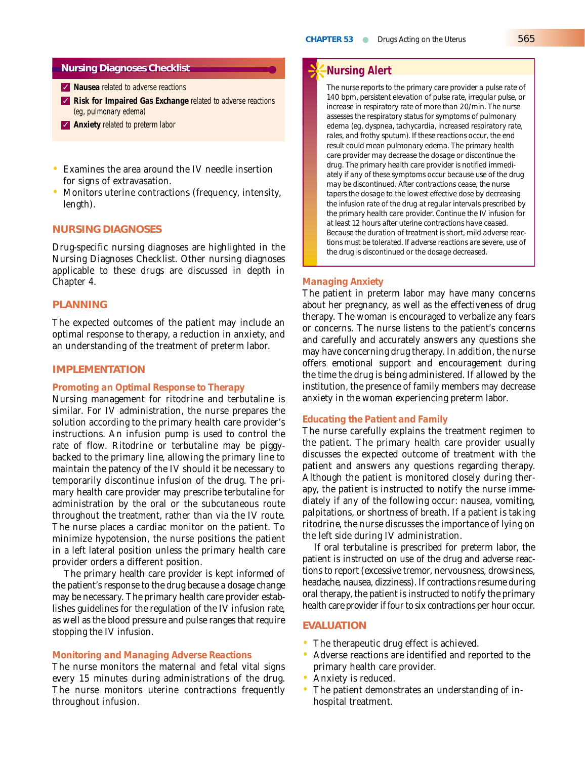## Nursing Diagnoses Checklist

- ✓ **Nausea** related to adverse reactions
- ✓ **Risk for Impaired Gas Exchange** related to adverse reactions (eg, pulmonary edema)
- ✓ **Anxiety** related to preterm labor

- Examines the area around the IV needle insertion for signs of extravasation.
- Monitors uterine contractions (frequency, intensity, length).

### NURSING DIAGNOSES

Drug-specific nursing diagnoses are highlighted in the Nursing Diagnoses Checklist. Other nursing diagnoses applicable to these drugs are discussed in depth in Chapter 4.

### PLANNING

The expected outcomes of the patient may include an optimal response to therapy, a reduction in anxiety, and an understanding of the treatment of preterm labor.

### IMPLEMENTATION

#### Promoting an Optimal Response to Therapy

Nursing management for ritodrine and terbutaline is similar. For IV administration, the nurse prepares the solution according to the primary health care provider's instructions. An infusion pump is used to control the rate of flow. Ritodrine or terbutaline may be piggy-backed to the primary line, allowing the primary line to maintain the patency of the IV should it be necessary to temporarily discontinue infusion of the drug. The primary health care provider may prescribe terbutaline for administration by the oral or the subcutaneous route throughout the treatment, rather than via the IV route. The nurse places a cardiac monitor on the patient. To minimize hypotension, the nurse positions the patient in a left lateral position unless the primary health care provider orders a different position.

The primary health care provider is kept informed of the patient's response to the drug because a dosage change may be necessary. The primary health care provider establishes guidelines for the regulation of the IV infusion rate, as well as the blood pressure and pulse ranges that require stopping the IV infusion.

#### Monitoring and Managing Adverse Reactions

The nurse monitors the maternal and fetal vital signs every 15 minutes during administrations of the drug. The nurse monitors uterine contractions frequently throughout infusion.

> **Nursing Alert**
>
> The nurse reports to the primary care provider a pulse rate of 140 bpm, persistent elevation of pulse rate, irregular pulse, or increase in respiratory rate of more than 20/min. The nurse assesses the respiratory status for symptoms of pulmonary edema (eg, dyspnea, tachycardia, increased respiratory rate, rales, and frothy sputum). If these reactions occur, the end result could mean pulmonary edema. The primary health care provider may decrease the dosage or discontinue the drug. The primary health care provider is notified immediately if any of these symptoms occur because use of the drug may be discontinued. After contractions cease, the nurse tapers the dosage to the lowest effective dose by decreasing the infusion rate of the drug at regular intervals prescribed by the primary health care provider. Continue the IV infusion for at least 12 hours after uterine contractions have ceased. Because the duration of treatment is short, mild adverse reactions must be tolerated. If adverse reactions are severe, use of the drug is discontinued or the dosage decreased.

#### Managing Anxiety

The patient in preterm labor may have many concerns about her pregnancy, as well as the effectiveness of drug therapy. The woman is encouraged to verbalize any fears or concerns. The nurse listens to the patient's concerns and carefully and accurately answers any questions she may have concerning drug therapy. In addition, the nurse offers emotional support and encouragement during the time the drug is being administered. If allowed by the institution, the presence of family members may decrease anxiety in the woman experiencing preterm labor.

#### Educating the Patient and Family

The nurse carefully explains the treatment regimen to the patient. The primary health care provider usually discusses the expected outcome of treatment with the patient and answers any questions regarding therapy. Although the patient is monitored closely during therapy, the patient is instructed to notify the nurse immediately if any of the following occur: nausea, vomiting, palpitations, or shortness of breath. If a patient is taking ritodrine, the nurse discusses the importance of lying on the left side during IV administration.

If oral terbutaline is prescribed for preterm labor, the patient is instructed on use of the drug and adverse reactions to report (excessive tremor, nervousness, drowsiness, headache, nausea, dizziness). If contractions resume during oral therapy, the patient is instructed to notify the primary health care provider if four to six contractions per hour occur.

### EVALUATION

- The therapeutic drug effect is achieved.
- Adverse reactions are identified and reported to the primary health care provider.
- Anxiety is reduced.
- The patient demonstrates an understanding of in-hospital treatment.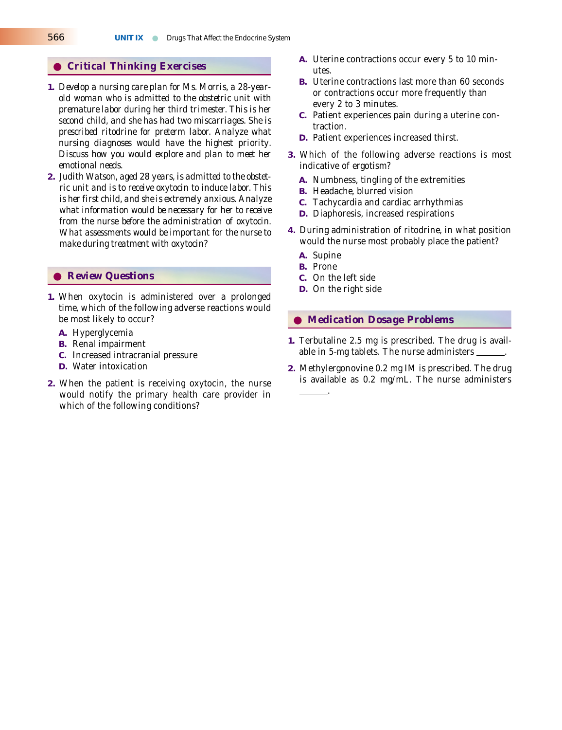## Critical Thinking Exercises

1. *Develop a nursing care plan for Ms. Morris, a 28-year-old woman who is admitted to the obstetric unit with premature labor during her third trimester. This is her second child, and she has had two miscarriages. She is prescribed ritodrine for preterm labor. Analyze what nursing diagnoses would have the highest priority. Discuss how you would explore and plan to meet her emotional needs.*
2. *Judith Watson, aged 28 years, is admitted to the obstetric unit and is to receive oxytocin to induce labor. This is her first child, and she is extremely anxious. Analyze what information would be necessary for her to receive from the nurse before the administration of oxytocin. What assessments would be important for the nurse to make during treatment with oxytocin?*

## Review Questions

1. When oxytocin is administered over a prolonged time, which of the following adverse reactions would be most likely to occur?
   - **A.** Hyperglycemia
   - **B.** Renal impairment
   - **C.** Increased intracranial pressure
   - **D.** Water intoxication
2. When the patient is receiving oxytocin, the nurse would notify the primary health care provider in which of the following conditions?
   - **A.** Uterine contractions occur every 5 to 10 minutes.
   - **B.** Uterine contractions last more than 60 seconds or contractions occur more frequently than every 2 to 3 minutes.
   - **C.** Patient experiences pain during a uterine contraction.
   - **D.** Patient experiences increased thirst.
3. Which of the following adverse reactions is most indicative of ergotism?
   - **A.** Numbness, tingling of the extremities
   - **B.** Headache, blurred vision
   - **C.** Tachycardia and cardiac arrhythmias
   - **D.** Diaphoresis, increased respirations
4. During administration of ritodrine, in what position would the nurse most probably place the patient?
   - **A.** Supine
   - **B.** Prone
   - **C.** On the left side
   - **D.** On the right side

## Medication Dosage Problems

1. Terbutaline 2.5 mg is prescribed. The drug is available in 5-mg tablets. The nurse administers ______.
2. Methylergonovine 0.2 mg IM is prescribed. The drug is available as 0.2 mg/mL. The nurse administers ______.